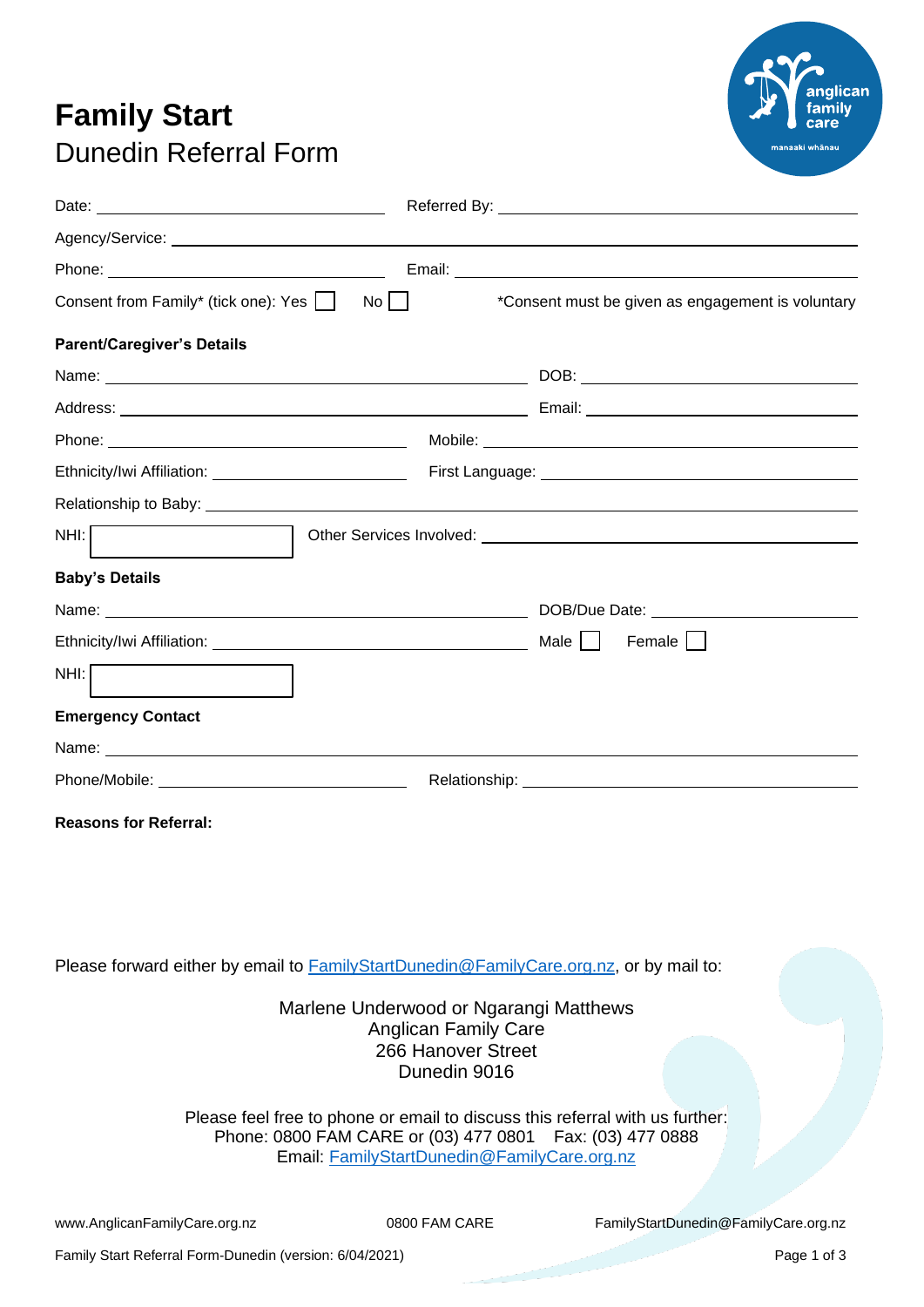# Family Start

## Dunedin Referral Form

Date: ______________________ Referred By: ______________________

Agency/Service: ______________________

Phone: ______________________ Email: ______________________

Consent from Family* (tick one): Yes ☐ No ☐ *Consent must be given as engagement is voluntary

**Parent/Caregiver's Details**

Name: ______________________ DOB: ______________________

Address: ______________________ Email: ______________________

Phone: ______________________ Mobile: ______________________

Ethnicity/Iwi Affiliation: ______________________ First Language: ______________________

Relationship to Baby: ______________________

NHI: ☐ Other Services Involved: ______________________

**Baby's Details**

Name: ______________________ DOB/Due Date: ______________________

Ethnicity/Iwi Affiliation: ______________________ Male ☐ Female ☐

NHI: ☐

**Emergency Contact**

Name: ______________________

Phone/Mobile: ______________________ Relationship: ______________________

**Reasons for Referral:**

Please forward either by email to FamilyStartDunedin@FamilyCare.org.nz, or by mail to:

Marlene Underwood or Ngarangi Matthews
Anglican Family Care
266 Hanover Street
Dunedin 9016

Please feel free to phone or email to discuss this referral with us further:
Phone: 0800 FAM CARE or (03) 477 0801 Fax: (03) 477 0888
Email: FamilyStartDunedin@FamilyCare.org.nz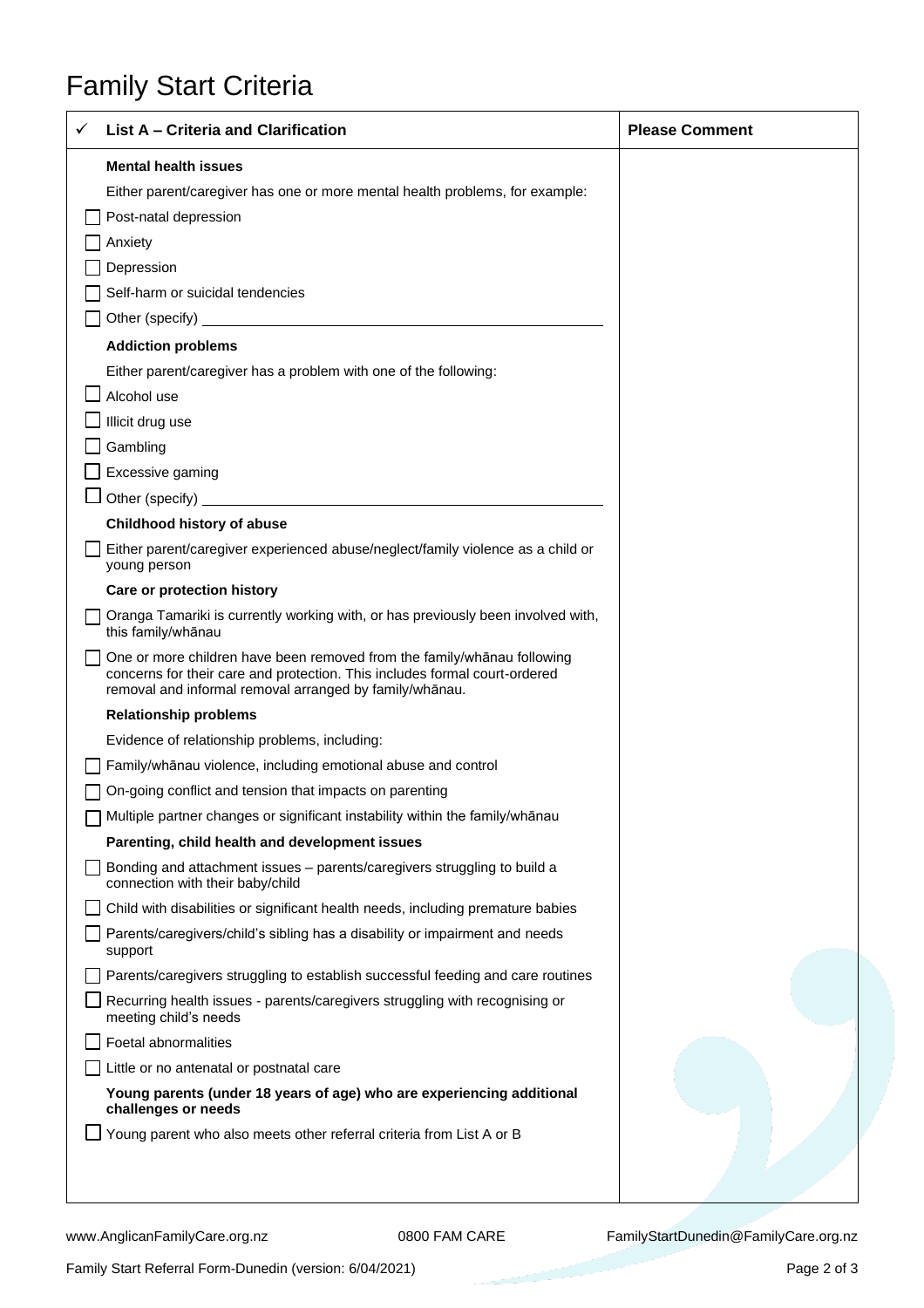# Family Start Criteria

| ✓ List A – Criteria and Clarification | Please Comment |
|---|---|
| **Mental health issues** | |
| Either parent/caregiver has one or more mental health problems, for example: | |
| ☐ Post-natal depression | |
| ☐ Anxiety | |
| ☐ Depression | |
| ☐ Self-harm or suicidal tendencies | |
| ☐ Other (specify) ______ | |
| **Addiction problems** | |
| Either parent/caregiver has a problem with one of the following: | |
| ☐ Alcohol use | |
| ☐ Illicit drug use | |
| ☐ Gambling | |
| ☐ Excessive gaming | |
| ☐ Other (specify) ______ | |
| **Childhood history of abuse** | |
| ☐ Either parent/caregiver experienced abuse/neglect/family violence as a child or young person | |
| **Care or protection history** | |
| ☐ Oranga Tamariki is currently working with, or has previously been involved with, this family/whānau | |
| ☐ One or more children have been removed from the family/whānau following concerns for their care and protection. This includes formal court-ordered removal and informal removal arranged by family/whānau. | |
| **Relationship problems** | |
| Evidence of relationship problems, including: | |
| ☐ Family/whānau violence, including emotional abuse and control | |
| ☐ On-going conflict and tension that impacts on parenting | |
| ☐ Multiple partner changes or significant instability within the family/whānau | |
| **Parenting, child health and development issues** | |
| ☐ Bonding and attachment issues – parents/caregivers struggling to build a connection with their baby/child | |
| ☐ Child with disabilities or significant health needs, including premature babies | |
| ☐ Parents/caregivers/child's sibling has a disability or impairment and needs support | |
| ☐ Parents/caregivers struggling to establish successful feeding and care routines | |
| ☐ Recurring health issues - parents/caregivers struggling with recognising or meeting child's needs | |
| ☐ Foetal abnormalities | |
| ☐ Little or no antenatal or postnatal care | |
| **Young parents (under 18 years of age) who are experiencing additional challenges or needs** | |
| ☐ Young parent who also meets other referral criteria from List A or B | |

www.AnglicanFamilyCare.org.nz    0800 FAM CARE    FamilyStartDunedin@FamilyCare.org.nz

Family Start Referral Form-Dunedin (version: 6/04/2021)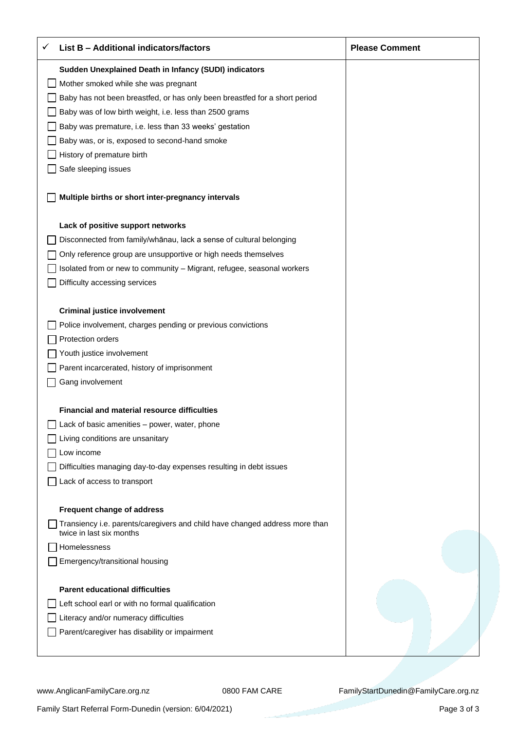| ✓ List B – Additional indicators/factors | Please Comment |
|---|---|
| **Sudden Unexplained Death in Infancy (SUDI) indicators**<br>☐ Mother smoked while she was pregnant<br>☐ Baby has not been breastfed, or has only been breastfed for a short period<br>☐ Baby was of low birth weight, i.e. less than 2500 grams<br>☐ Baby was premature, i.e. less than 33 weeks' gestation<br>☐ Baby was, or is, exposed to second-hand smoke<br>☐ History of premature birth<br>☐ Safe sleeping issues<br><br>☐ **Multiple births or short inter-pregnancy intervals**<br><br>**Lack of positive support networks**<br>☐ Disconnected from family/whānau, lack a sense of cultural belonging<br>☐ Only reference group are unsupportive or high needs themselves<br>☐ Isolated from or new to community – Migrant, refugee, seasonal workers<br>☐ Difficulty accessing services<br><br>**Criminal justice involvement**<br>☐ Police involvement, charges pending or previous convictions<br>☐ Protection orders<br>☐ Youth justice involvement<br>☐ Parent incarcerated, history of imprisonment<br>☐ Gang involvement<br><br>**Financial and material resource difficulties**<br>☐ Lack of basic amenities – power, water, phone<br>☐ Living conditions are unsanitary<br>☐ Low income<br>☐ Difficulties managing day-to-day expenses resulting in debt issues<br>☐ Lack of access to transport<br><br>**Frequent change of address**<br>☐ Transiency i.e. parents/caregivers and child have changed address more than twice in last six months<br>☐ Homelessness<br>☐ Emergency/transitional housing<br><br>**Parent educational difficulties**<br>☐ Left school earl or with no formal qualification<br>☐ Literacy and/or numeracy difficulties<br>☐ Parent/caregiver has disability or impairment | |

www.AnglicanFamilyCare.org.nz 0800 FAM CARE FamilyStartDunedin@FamilyCare.org.nz

Family Start Referral Form-Dunedin (version: 6/04/2021)